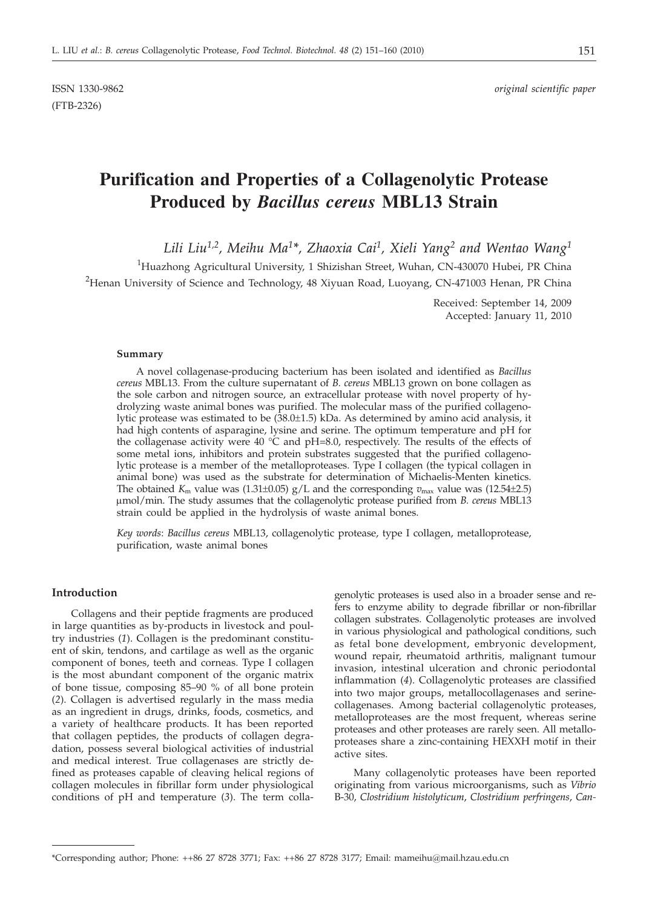ISSN 1330-9862 *original scientific paper*

(FTB-2326)

# Purification and Properties of a Collagenolytic Protease Produced by *Bacillus cereus* MBL13 Strain

*Lili Liu[1,2], Meihu Ma[1]\*, Zhaoxia Cai[1], Xieli Yang[2] and Wentao Wang[1]*

[1]Huazhong Agricultural University, 1 Shizishan Street, Wuhan, CN-430070 Hubei, PR China

[2]Henan University of Science and Technology, 48 Xiyuan Road, Luoyang, CN-471003 Henan, PR China

Received: September 14, 2009
Accepted: January 11, 2010

### Summary

A novel collagenase-producing bacterium has been isolated and identified as *Bacillus cereus* MBL13. From the culture supernatant of *B. cereus* MBL13 grown on bone collagen as the sole carbon and nitrogen source, an extracellular protease with novel property of hydrolyzing waste animal bones was purified. The molecular mass of the purified collagenolytic protease was estimated to be (38.0±1.5) kDa. As determined by amino acid analysis, it had high contents of asparagine, lysine and serine. The optimum temperature and pH for the collagenase activity were 40 °C and pH=8.0, respectively. The results of the effects of some metal ions, inhibitors and protein substrates suggested that the purified collagenolytic protease is a member of the metalloproteases. Type I collagen (the typical collagen in animal bone) was used as the substrate for determination of Michaelis-Menten kinetics. The obtained $K_m$ value was (1.31±0.05) g/L and the corresponding $v_{max}$ value was (12.54±2.5) μmol/min. The study assumes that the collagenolytic protease purified from *B. cereus* MBL13 strain could be applied in the hydrolysis of waste animal bones.

*Key words*: *Bacillus cereus* MBL13, collagenolytic protease, type I collagen, metalloprotease, purification, waste animal bones

## Introduction

Collagens and their peptide fragments are produced in large quantities as by-products in livestock and poultry industries (*1*). Collagen is the predominant constituent of skin, tendons, and cartilage as well as the organic component of bones, teeth and corneas. Type I collagen is the most abundant component of the organic matrix of bone tissue, composing 85–90 % of all bone protein (*2*). Collagen is advertised regularly in the mass media as an ingredient in drugs, drinks, foods, cosmetics, and a variety of healthcare products. It has been reported that collagen peptides, the products of collagen degradation, possess several biological activities of industrial and medical interest. True collagenases are strictly defined as proteases capable of cleaving helical regions of collagen molecules in fibrillar form under physiological conditions of pH and temperature (*3*). The term collagenolytic proteases is used also in a broader sense and refers to enzyme ability to degrade fibrillar or non-fibrillar collagen substrates. Collagenolytic proteases are involved in various physiological and pathological conditions, such as fetal bone development, embryonic development, wound repair, rheumatoid arthritis, malignant tumour invasion, intestinal ulceration and chronic periodontal inflammation (*4*). Collagenolytic proteases are classified into two major groups, metallocollagenases and serine-collagenases. Among bacterial collagenolytic proteases, metalloproteases are the most frequent, whereas serine proteases and other proteases are rarely seen. All metalloproteases share a zinc-containing HEXXH motif in their active sites.

Many collagenolytic proteases have been reported originating from various microorganisms, such as *Vibrio* B-30, *Clostridium histolyticum*, *Clostridium perfringens*, *Can-*

---

\*Corresponding author; Phone: ++86 27 8728 3771; Fax: ++86 27 8728 3177; Email: mameihu@mail.hzau.edu.cn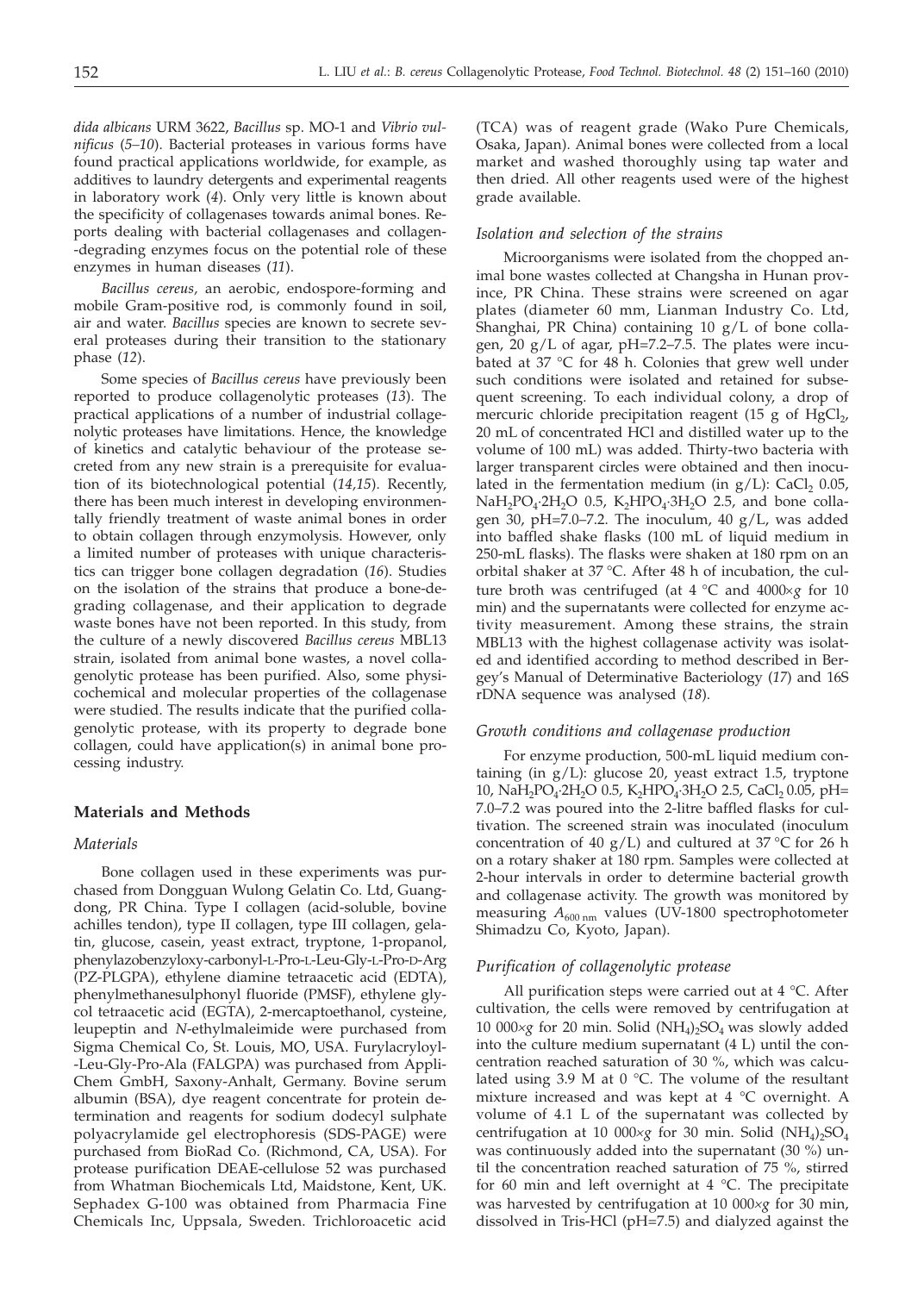*dida albicans* URM 3622, *Bacillus* sp. MO-1 and *Vibrio vulnificus* (*5–10*). Bacterial proteases in various forms have found practical applications worldwide, for example, as additives to laundry detergents and experimental reagents in laboratory work (*4*). Only very little is known about the specificity of collagenases towards animal bones. Reports dealing with bacterial collagenases and collagen-degrading enzymes focus on the potential role of these enzymes in human diseases (*11*).

*Bacillus cereus*, an aerobic, endospore-forming and mobile Gram-positive rod, is commonly found in soil, air and water. *Bacillus* species are known to secrete several proteases during their transition to the stationary phase (*12*).

Some species of *Bacillus cereus* have previously been reported to produce collagenolytic proteases (*13*). The practical applications of a number of industrial collagenolytic proteases have limitations. Hence, the knowledge of kinetics and catalytic behaviour of the protease secreted from any new strain is a prerequisite for evaluation of its biotechnological potential (*14,15*). Recently, there has been much interest in developing environmentally friendly treatment of waste animal bones in order to obtain collagen through enzymolysis. However, only a limited number of proteases with unique characteristics can trigger bone collagen degradation (*16*). Studies on the isolation of the strains that produce a bone-degrading collagenase, and their application to degrade waste bones have not been reported. In this study, from the culture of a newly discovered *Bacillus cereus* MBL13 strain, isolated from animal bone wastes, a novel collagenolytic protease has been purified. Also, some physicochemical and molecular properties of the collagenase were studied. The results indicate that the purified collagenolytic protease, with its property to degrade bone collagen, could have application(s) in animal bone processing industry.

## Materials and Methods

### *Materials*

Bone collagen used in these experiments was purchased from Dongguan Wulong Gelatin Co. Ltd, Guangdong, PR China. Type I collagen (acid-soluble, bovine achilles tendon), type II collagen, type III collagen, gelatin, glucose, casein, yeast extract, tryptone, 1-propanol, phenylazobenzyloxy-carbonyl-L-Pro-L-Leu-Gly-L-Pro-D-Arg (PZ-PLGPA), ethylene diamine tetraacetic acid (EDTA), phenylmethanesulphonyl fluoride (PMSF), ethylene glycol tetraacetic acid (EGTA), 2-mercaptoethanol, cysteine, leupeptin and *N*-ethylmaleimide were purchased from Sigma Chemical Co, St. Louis, MO, USA. Furylacryloyl-Leu-Gly-Pro-Ala (FALGPA) was purchased from AppliChem GmbH, Saxony-Anhalt, Germany. Bovine serum albumin (BSA), dye reagent concentrate for protein determination and reagents for sodium dodecyl sulphate polyacrylamide gel electrophoresis (SDS-PAGE) were purchased from BioRad Co. (Richmond, CA, USA). For protease purification DEAE-cellulose 52 was purchased from Whatman Biochemicals Ltd, Maidstone, Kent, UK. Sephadex G-100 was obtained from Pharmacia Fine Chemicals Inc, Uppsala, Sweden. Trichloroacetic acid (TCA) was of reagent grade (Wako Pure Chemicals, Osaka, Japan). Animal bones were collected from a local market and washed thoroughly using tap water and then dried. All other reagents used were of the highest grade available.

### *Isolation and selection of the strains*

Microorganisms were isolated from the chopped animal bone wastes collected at Changsha in Hunan province, PR China. These strains were screened on agar plates (diameter 60 mm, Lianman Industry Co. Ltd, Shanghai, PR China) containing 10 g/L of bone collagen, 20 g/L of agar, pH=7.2–7.5. The plates were incubated at 37 °C for 48 h. Colonies that grew well under such conditions were isolated and retained for subsequent screening. To each individual colony, a drop of mercuric chloride precipitation reagent (15 g of $HgCl_2$, 20 mL of concentrated HCl and distilled water up to the volume of 100 mL) was added. Thirty-two bacteria with larger transparent circles were obtained and then inoculated in the fermentation medium (in g/L): $CaCl_2$ 0.05, $NaH_2PO_4{\cdot}2H_2O$ 0.5, $K_2HPO_4{\cdot}3H_2O$ 2.5, and bone collagen 30, pH=7.0–7.2. The inoculum, 40 g/L, was added into baffled shake flasks (100 mL of liquid medium in 250-mL flasks). The flasks were shaken at 180 rpm on an orbital shaker at 37 °C. After 48 h of incubation, the culture broth was centrifuged (at 4 °C and 4000×*g* for 10 min) and the supernatants were collected for enzyme activity measurement. Among these strains, the strain MBL13 with the highest collagenase activity was isolated and identified according to method described in Bergey's Manual of Determinative Bacteriology (*17*) and 16S rDNA sequence was analysed (*18*).

### *Growth conditions and collagenase production*

For enzyme production, 500-mL liquid medium containing (in g/L): glucose 20, yeast extract 1.5, tryptone 10, $NaH_2PO_4{\cdot}2H_2O$ 0.5, $K_2HPO_4{\cdot}3H_2O$ 2.5, $CaCl_2$ 0.05, pH=7.0–7.2 was poured into the 2-litre baffled flasks for cultivation. The screened strain was inoculated (inoculum concentration of 40 g/L) and cultured at 37 °C for 26 h on a rotary shaker at 180 rpm. Samples were collected at 2-hour intervals in order to determine bacterial growth and collagenase activity. The growth was monitored by measuring $A_{600\,nm}$ values (UV-1800 spectrophotometer Shimadzu Co, Kyoto, Japan).

### *Purification of collagenolytic protease*

All purification steps were carried out at 4 °C. After cultivation, the cells were removed by centrifugation at 10 000×*g* for 20 min. Solid $(NH_4)_2SO_4$ was slowly added into the culture medium supernatant (4 L) until the concentration reached saturation of 30 %, which was calculated using 3.9 M at 0 °C. The volume of the resultant mixture increased and was kept at 4 °C overnight. A volume of 4.1 L of the supernatant was collected by centrifugation at 10 000×*g* for 30 min. Solid $(NH_4)_2SO_4$ was continuously added into the supernatant (30 %) until the concentration reached saturation of 75 %, stirred for 60 min and left overnight at 4 °C. The precipitate was harvested by centrifugation at 10 000×*g* for 30 min, dissolved in Tris-HCl (pH=7.5) and dialyzed against the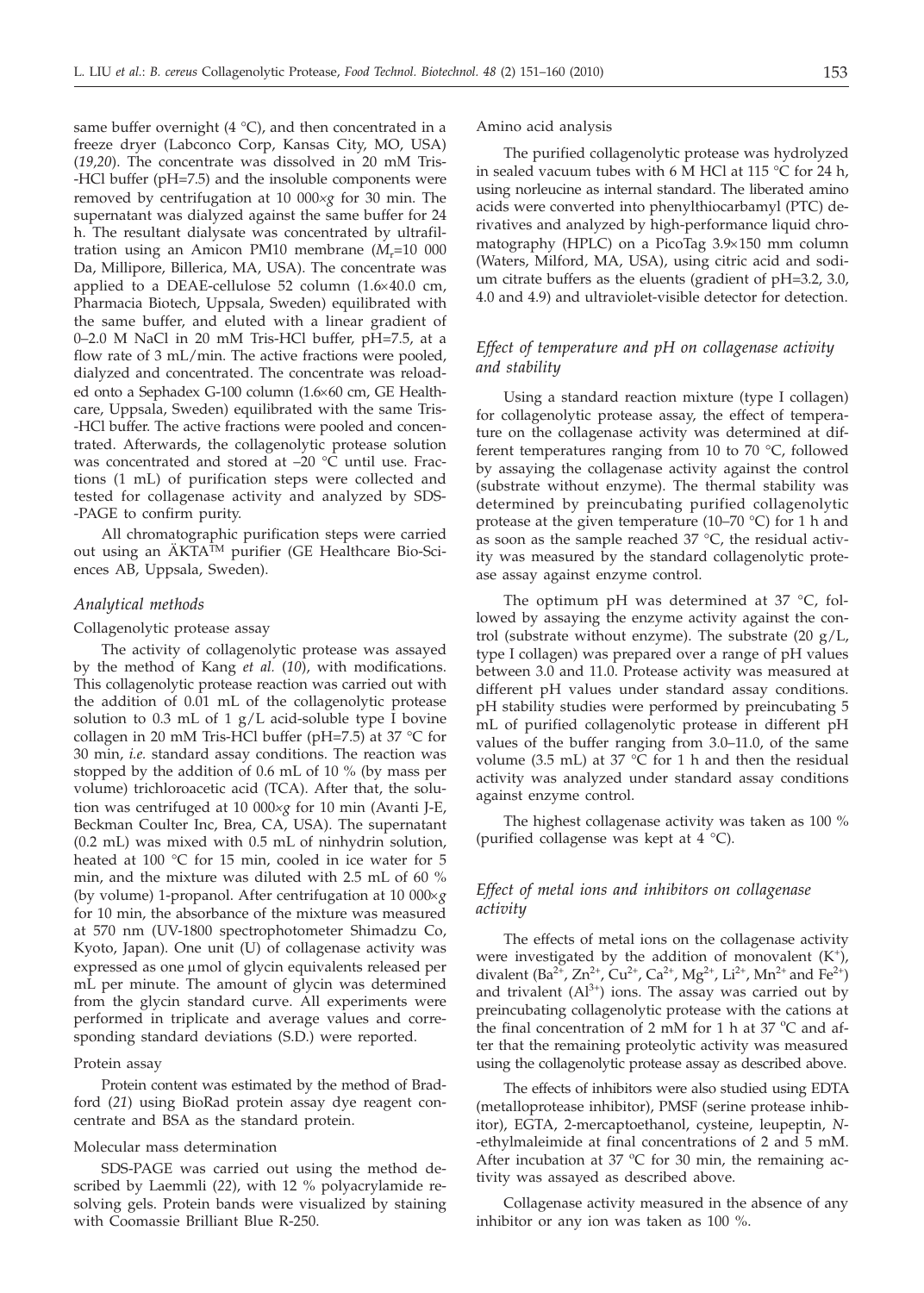same buffer overnight (4 °C), and then concentrated in a freeze dryer (Labconco Corp, Kansas City, MO, USA) (*19,20*). The concentrate was dissolved in 20 mM Tris-HCl buffer (pH=7.5) and the insoluble components were removed by centrifugation at 10 000×*g* for 30 min. The supernatant was dialyzed against the same buffer for 24 h. The resultant dialysate was concentrated by ultrafiltration using an Amicon PM10 membrane ($M_r$=10 000 Da, Millipore, Billerica, MA, USA). The concentrate was applied to a DEAE-cellulose 52 column (1.6×40.0 cm, Pharmacia Biotech, Uppsala, Sweden) equilibrated with the same buffer, and eluted with a linear gradient of 0–2.0 M NaCl in 20 mM Tris-HCl buffer, pH=7.5, at a flow rate of 3 mL/min. The active fractions were pooled, dialyzed and concentrated. The concentrate was reloaded onto a Sephadex G-100 column (1.6×60 cm, GE Healthcare, Uppsala, Sweden) equilibrated with the same Tris-HCl buffer. The active fractions were pooled and concentrated. Afterwards, the collagenolytic protease solution was concentrated and stored at –20 °C until use. Fractions (1 mL) of purification steps were collected and tested for collagenase activity and analyzed by SDS-PAGE to confirm purity.

All chromatographic purification steps were carried out using an ÄKTA™ purifier (GE Healthcare Bio-Sciences AB, Uppsala, Sweden).

### *Analytical methods*

#### Collagenolytic protease assay

The activity of collagenolytic protease was assayed by the method of Kang *et al.* (*10*), with modifications. This collagenolytic protease reaction was carried out with the addition of 0.01 mL of the collagenolytic protease solution to 0.3 mL of 1 g/L acid-soluble type I bovine collagen in 20 mM Tris-HCl buffer (pH=7.5) at 37 °C for 30 min, *i.e.* standard assay conditions. The reaction was stopped by the addition of 0.6 mL of 10 % (by mass per volume) trichloroacetic acid (TCA). After that, the solution was centrifuged at 10 000×*g* for 10 min (Avanti J-E, Beckman Coulter Inc, Brea, CA, USA). The supernatant (0.2 mL) was mixed with 0.5 mL of ninhydrin solution, heated at 100 °C for 15 min, cooled in ice water for 5 min, and the mixture was diluted with 2.5 mL of 60 % (by volume) 1-propanol. After centrifugation at 10 000×*g* for 10 min, the absorbance of the mixture was measured at 570 nm (UV-1800 spectrophotometer Shimadzu Co, Kyoto, Japan). One unit (U) of collagenase activity was expressed as one μmol of glycin equivalents released per mL per minute. The amount of glycin was determined from the glycin standard curve. All experiments were performed in triplicate and average values and corresponding standard deviations (S.D.) were reported.

#### Protein assay

Protein content was estimated by the method of Bradford (*21*) using BioRad protein assay dye reagent concentrate and BSA as the standard protein.

#### Molecular mass determination

SDS-PAGE was carried out using the method described by Laemmli (*22*), with 12 % polyacrylamide resolving gels. Protein bands were visualized by staining with Coomassie Brilliant Blue R-250.

#### Amino acid analysis

The purified collagenolytic protease was hydrolyzed in sealed vacuum tubes with 6 M HCl at 115 °C for 24 h, using norleucine as internal standard. The liberated amino acids were converted into phenylthiocarbamyl (PTC) derivatives and analyzed by high-performance liquid chromatography (HPLC) on a PicoTag 3.9×150 mm column (Waters, Milford, MA, USA), using citric acid and sodium citrate buffers as the eluents (gradient of pH=3.2, 3.0, 4.0 and 4.9) and ultraviolet-visible detector for detection.

### *Effect of temperature and pH on collagenase activity and stability*

Using a standard reaction mixture (type I collagen) for collagenolytic protease assay, the effect of temperature on the collagenase activity was determined at different temperatures ranging from 10 to 70 °C, followed by assaying the collagenase activity against the control (substrate without enzyme). The thermal stability was determined by preincubating purified collagenolytic protease at the given temperature (10–70 °C) for 1 h and as soon as the sample reached 37 °C, the residual activity was measured by the standard collagenolytic protease assay against enzyme control.

The optimum pH was determined at 37 °C, followed by assaying the enzyme activity against the control (substrate without enzyme). The substrate (20 g/L, type I collagen) was prepared over a range of pH values between 3.0 and 11.0. Protease activity was measured at different pH values under standard assay conditions. pH stability studies were performed by preincubating 5 mL of purified collagenolytic protease in different pH values of the buffer ranging from 3.0–11.0, of the same volume (3.5 mL) at 37 °C for 1 h and then the residual activity was analyzed under standard assay conditions against enzyme control.

The highest collagenase activity was taken as 100 % (purified collagense was kept at 4 °C).

### *Effect of metal ions and inhibitors on collagenase activity*

The effects of metal ions on the collagenase activity were investigated by the addition of monovalent ($K^+$), divalent ($Ba^{2+}$, $Zn^{2+}$, $Cu^{2+}$, $Ca^{2+}$, $Mg^{2+}$, $Li^{2+}$, $Mn^{2+}$ and $Fe^{2+}$) and trivalent ($Al^{3+}$) ions. The assay was carried out by preincubating collagenolytic protease with the cations at the final concentration of 2 mM for 1 h at 37 °C and after that the remaining proteolytic activity was measured using the collagenolytic protease assay as described above.

The effects of inhibitors were also studied using EDTA (metalloprotease inhibitor), PMSF (serine protease inhibitor), EGTA, 2-mercaptoethanol, cysteine, leupeptin, *N*-ethylmaleimide at final concentrations of 2 and 5 mM. After incubation at 37 ºC for 30 min, the remaining activity was assayed as described above.

Collagenase activity measured in the absence of any inhibitor or any ion was taken as 100 %.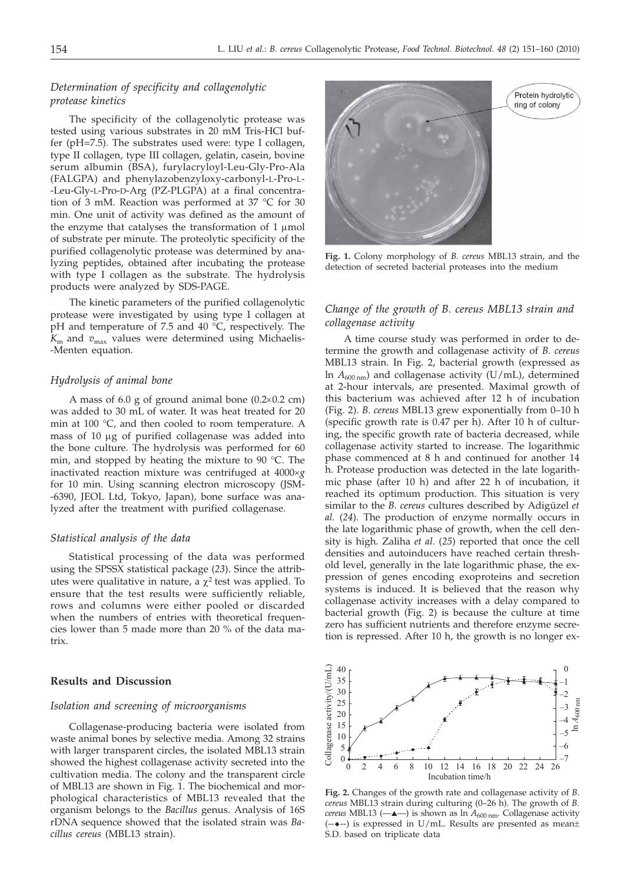### *Determination of specificity and collagenolytic protease kinetics*

The specificity of the collagenolytic protease was tested using various substrates in 20 mM Tris-HCl buffer (pH=7.5). The substrates used were: type I collagen, type II collagen, type III collagen, gelatin, casein, bovine serum albumin (BSA), furylacryloyl-Leu-Gly-Pro-Ala (FALGPA) and phenylazobenzyloxy-carbonyl-L-Pro-L-Leu-Gly-L-Pro-D-Arg (PZ-PLGPA) at a final concentration of 3 mM. Reaction was performed at 37 °C for 30 min. One unit of activity was defined as the amount of the enzyme that catalyses the transformation of 1 μmol of substrate per minute. The proteolytic specificity of the purified collagenolytic protease was determined by analyzing peptides, obtained after incubating the protease with type I collagen as the substrate. The hydrolysis products were analyzed by SDS-PAGE.

The kinetic parameters of the purified collagenolytic protease were investigated by using type I collagen at pH and temperature of 7.5 and 40 °C, respectively. The $K_m$ and $v_{max}$ values were determined using Michaelis-Menten equation.

### *Hydrolysis of animal bone*

A mass of 6.0 g of ground animal bone (0.2×0.2 cm) was added to 30 mL of water. It was heat treated for 20 min at 100 °C, and then cooled to room temperature. A mass of 10 μg of purified collagenase was added into the bone culture. The hydrolysis was performed for 60 min, and stopped by heating the mixture to 90 °C. The inactivated reaction mixture was centrifuged at 4000×*g* for 10 min. Using scanning electron microscopy (JSM-6390, JEOL Ltd, Tokyo, Japan), bone surface was analyzed after the treatment with purified collagenase.

### *Statistical analysis of the data*

Statistical processing of the data was performed using the SPSSX statistical package (*23*). Since the attributes were qualitative in nature, a $\chi^2$ test was applied. To ensure that the test results were sufficiently reliable, rows and columns were either pooled or discarded when the numbers of entries with theoretical frequencies lower than 5 made more than 20 % of the data matrix.

## Results and Discussion

### *Isolation and screening of microorganisms*

Collagenase-producing bacteria were isolated from waste animal bones by selective media. Among 32 strains with larger transparent circles, the isolated MBL13 strain showed the highest collagenase activity secreted into the cultivation media. The colony and the transparent circle of MBL13 are shown in Fig. 1. The biochemical and morphological characteristics of MBL13 revealed that the organism belongs to the *Bacillus* genus. Analysis of 16S rDNA sequence showed that the isolated strain was *Bacillus cereus* (MBL13 strain).

**Fig. 1.** Colony morphology of *B. cereus* MBL13 strain, and the detection of secreted bacterial proteases into the medium

### *Change of the growth of B. cereus MBL13 strain and collagenase activity*

A time course study was performed in order to determine the growth and collagenase activity of *B. cereus* MBL13 strain. In Fig. 2, bacterial growth (expressed as ln $A_{600\,nm}$) and collagenase activity (U/mL), determined at 2-hour intervals, are presented. Maximal growth of this bacterium was achieved after 12 h of incubation (Fig. 2). *B. cereus* MBL13 grew exponentially from 0–10 h (specific growth rate is 0.47 per h). After 10 h of culturing, the specific growth rate of bacteria decreased, while collagenase activity started to increase. The logarithmic phase commenced at 8 h and continued for another 14 h. Protease production was detected in the late logarithmic phase (after 10 h) and after 22 h of incubation, it reached its optimum production. This situation is very similar to the *B. cereus* cultures described by Adigüzel *et al.* (*24*). The production of enzyme normally occurs in the late logarithmic phase of growth, when the cell density is high. Zaliha *et al.* (*25*) reported that once the cell densities and autoinducers have reached certain threshold level, generally in the late logarithmic phase, the expression of genes encoding exoproteins and secretion systems is induced. It is believed that the reason why collagenase activity increases with a delay compared to bacterial growth (Fig. 2) is because the culture at time zero has sufficient nutrients and therefore enzyme secretion is repressed. After 10 h, the growth is no longer ex-

**Fig. 2.** Changes of the growth rate and collagenase activity of *B. cereus* MBL13 strain during culturing (0–26 h). The growth of *B. cereus* MBL13 (—▲—) is shown as ln $A_{600\,nm}$. Collagenase activity (--◆--) is expressed in U/mL. Results are presented as mean±S.D. based on triplicate data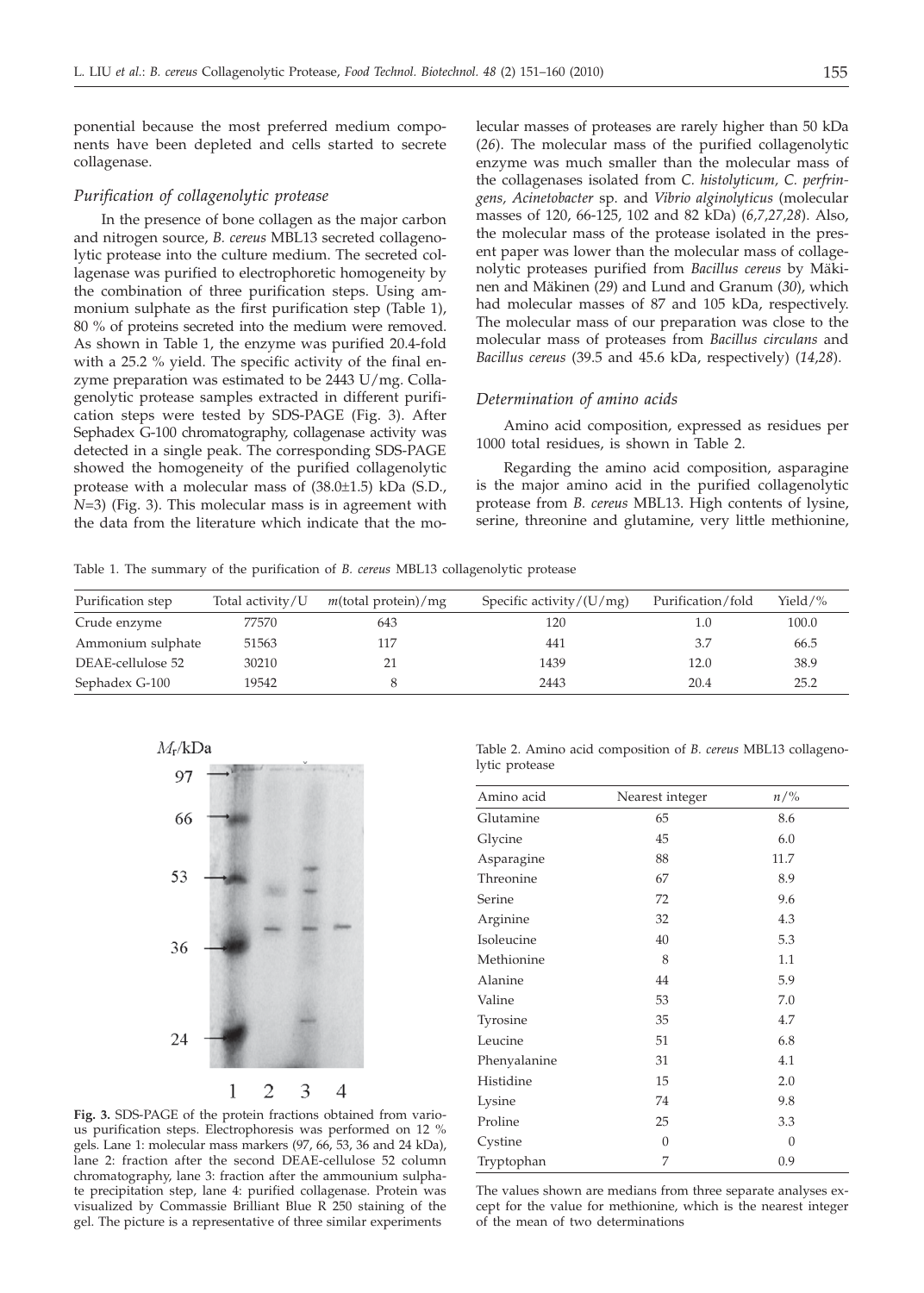ponential because the most preferred medium components have been depleted and cells started to secrete collagenase.

### *Purification of collagenolytic protease*

In the presence of bone collagen as the major carbon and nitrogen source, *B. cereus* MBL13 secreted collagenolytic protease into the culture medium. The secreted collagenase was purified to electrophoretic homogeneity by the combination of three purification steps. Using ammonium sulphate as the first purification step (Table 1), 80 % of proteins secreted into the medium were removed. As shown in Table 1, the enzyme was purified 20.4-fold with a 25.2 % yield. The specific activity of the final enzyme preparation was estimated to be 2443 U/mg. Collagenolytic protease samples extracted in different purification steps were tested by SDS-PAGE (Fig. 3). After Sephadex G-100 chromatography, collagenase activity was detected in a single peak. The corresponding SDS-PAGE showed the homogeneity of the purified collagenolytic protease with a molecular mass of (38.0±1.5) kDa (S.D., *N*=3) (Fig. 3). This molecular mass is in agreement with the data from the literature which indicate that the molecular masses of proteases are rarely higher than 50 kDa (*26*). The molecular mass of the purified collagenolytic enzyme was much smaller than the molecular mass of the collagenases isolated from *C. histolyticum*, *C. perfringens*, *Acinetobacter* sp. and *Vibrio alginolyticus* (molecular masses of 120, 66-125, 102 and 82 kDa) (*6,7,27,28*). Also, the molecular mass of the protease isolated in the present paper was lower than the molecular mass of collagenolytic proteases purified from *Bacillus cereus* by Mäkinen and Mäkinen (*29*) and Lund and Granum (*30*), which had molecular masses of 87 and 105 kDa, respectively. The molecular mass of our preparation was close to the molecular mass of proteases from *Bacillus circulans* and *Bacillus cereus* (39.5 and 45.6 kDa, respectively) (*14,28*).

### *Determination of amino acids*

Amino acid composition, expressed as residues per 1000 total residues, is shown in Table 2.

Regarding the amino acid composition, asparagine is the major amino acid in the purified collagenolytic protease from *B. cereus* MBL13. High contents of lysine, serine, threonine and glutamine, very little methionine,

Table 1. The summary of the purification of *B. cereus* MBL13 collagenolytic protease

| Purification step | Total activity/U | *m*(total protein)/mg | Specific activity/(U/mg) | Purification/fold | Yield/% |
|---|---|---|---|---|---|
| Crude enzyme | 77570 | 643 | 120 | 1.0 | 100.0 |
| Ammonium sulphate | 51563 | 117 | 441 | 3.7 | 66.5 |
| DEAE-cellulose 52 | 30210 | 21 | 1439 | 12.0 | 38.9 |
| Sephadex G-100 | 19542 | 8 | 2443 | 20.4 | 25.2 |

**Fig. 3.** SDS-PAGE of the protein fractions obtained from various purification steps. Electrophoresis was performed on 12 % gels. Lane 1: molecular mass markers (97, 66, 53, 36 and 24 kDa), lane 2: fraction after the second DEAE-cellulose 52 column chromatography, lane 3: fraction after the ammounium sulphate precipitation step, lane 4: purified collagenase. Protein was visualized by Commassie Brilliant Blue R 250 staining of the gel. The picture is a representative of three similar experiments

Table 2. Amino acid composition of *B. cereus* MBL13 collagenolytic protease

| Amino acid | Nearest integer | *n*/% |
|---|---|---|
| Glutamine | 65 | 8.6 |
| Glycine | 45 | 6.0 |
| Asparagine | 88 | 11.7 |
| Threonine | 67 | 8.9 |
| Serine | 72 | 9.6 |
| Arginine | 32 | 4.3 |
| Isoleucine | 40 | 5.3 |
| Methionine | 8 | 1.1 |
| Alanine | 44 | 5.9 |
| Valine | 53 | 7.0 |
| Tyrosine | 35 | 4.7 |
| Leucine | 51 | 6.8 |
| Phenyalanine | 31 | 4.1 |
| Histidine | 15 | 2.0 |
| Lysine | 74 | 9.8 |
| Proline | 25 | 3.3 |
| Cystine | 0 | 0 |
| Tryptophan | 7 | 0.9 |

The values shown are medians from three separate analyses except for the value for methionine, which is the nearest integer of the mean of two determinations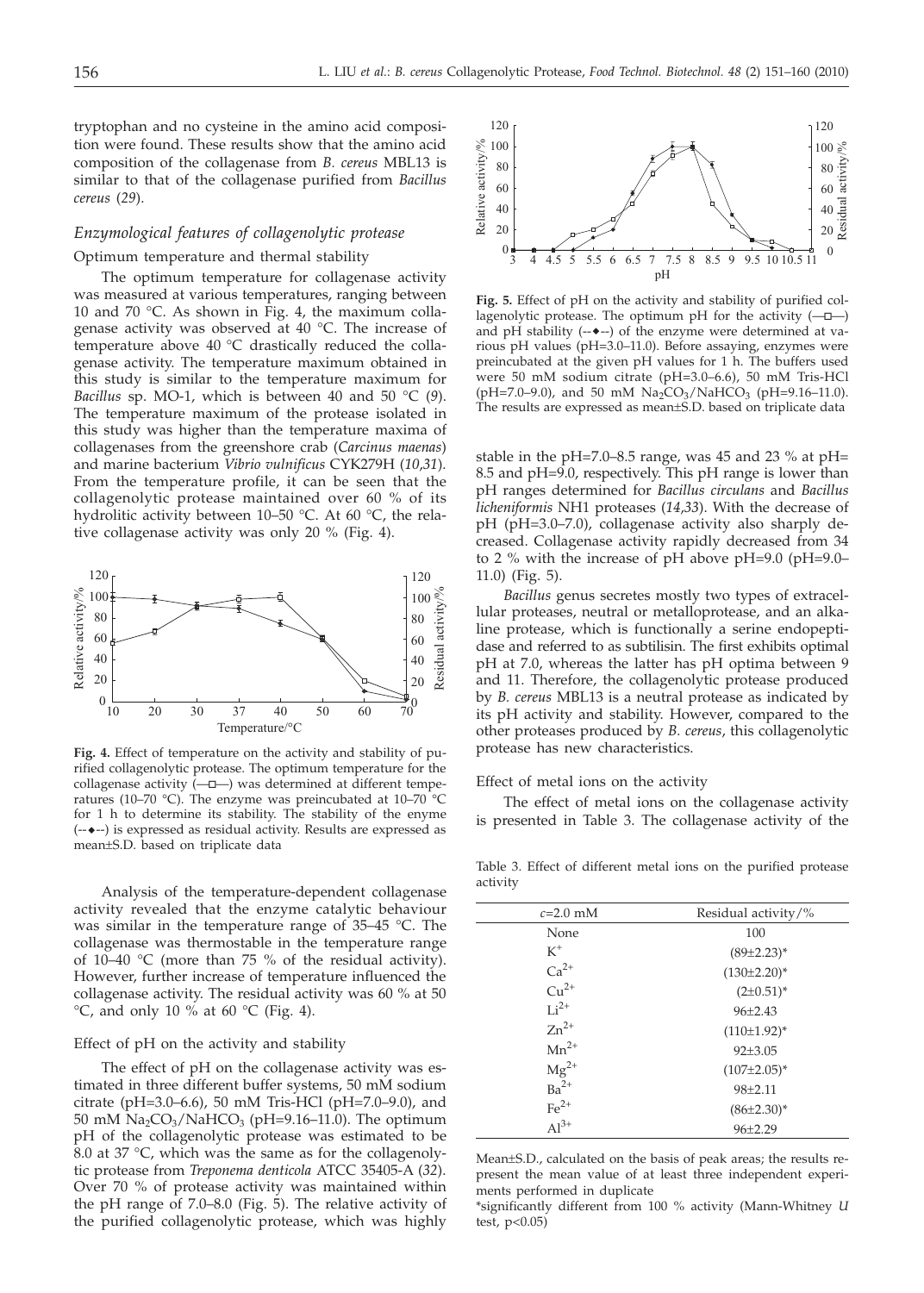tryptophan and no cysteine in the amino acid composition were found. These results show that the amino acid composition of the collagenase from *B. cereus* MBL13 is similar to that of the collagenase purified from *Bacillus cereus* (*29*).

### *Enzymological features of collagenolytic protease*

#### Optimum temperature and thermal stability

The optimum temperature for collagenase activity was measured at various temperatures, ranging between 10 and 70 °C. As shown in Fig. 4, the maximum collagenase activity was observed at 40 °C. The increase of temperature above 40 °C drastically reduced the collagenase activity. The temperature maximum obtained in this study is similar to the temperature maximum for *Bacillus* sp. MO-1, which is between 40 and 50 °C (*9*). The temperature maximum of the protease isolated in this study was higher than the temperature maxima of collagenases from the greenshore crab (*Carcinus maenas*) and marine bacterium *Vibrio vulnificus* CYK279H (*10*,*31*). From the temperature profile, it can be seen that the collagenolytic protease maintained over 60 % of its hydrolitic activity between 10–50 °C. At 60 °C, the relative collagenase activity was only 20 % (Fig. 4).

**Fig. 4.** Effect of temperature on the activity and stability of purified collagenolytic protease. The optimum temperature for the collagenase activity (—□—) was determined at different temperatures (10–70 °C). The enzyme was preincubated at 10–70 °C for 1 h to determine its stability. The stability of the enyme (--◆--) is expressed as residual activity. Results are expressed as mean±S.D. based on triplicate data

Analysis of the temperature-dependent collagenase activity revealed that the enzyme catalytic behaviour was similar in the temperature range of 35–45 °C. The collagenase was thermostable in the temperature range of 10–40 °C (more than 75 % of the residual activity). However, further increase of temperature influenced the collagenase activity. The residual activity was 60 % at 50 °C, and only 10 % at 60 °C (Fig. 4).

#### Effect of pH on the activity and stability

The effect of pH on the collagenase activity was estimated in three different buffer systems, 50 mM sodium citrate (pH=3.0–6.6), 50 mM Tris-HCl (pH=7.0–9.0), and 50 mM $Na_2CO_3/NaHCO_3$ (pH=9.16–11.0). The optimum pH of the collagenolytic protease was estimated to be 8.0 at 37 °C, which was the same as for the collagenolytic protease from *Treponema denticola* ATCC 35405-A (*32*). Over 70 % of protease activity was maintained within the pH range of 7.0–8.0 (Fig. 5). The relative activity of the purified collagenolytic protease, which was highly stable in the pH=7.0–8.5 range, was 45 and 23 % at pH=8.5 and pH=9.0, respectively. This pH range is lower than pH ranges determined for *Bacillus circulans* and *Bacillus licheniformis* NH1 proteases (*14*,*33*). With the decrease of pH (pH=3.0–7.0), collagenase activity also sharply decreased. Collagenase activity rapidly decreased from 34 to 2 % with the increase of pH above pH=9.0 (pH=9.0–11.0) (Fig. 5).

**Fig. 5.** Effect of pH on the activity and stability of purified collagenolytic protease. The optimum pH for the activity (—□—) and pH stability (--◆--) of the enzyme were determined at various pH values (pH=3.0–11.0). Before assaying, enzymes were preincubated at the given pH values for 1 h. The buffers used were 50 mM sodium citrate (pH=3.0–6.6), 50 mM Tris-HCl (pH=7.0–9.0), and 50 mM $Na_2CO_3/NaHCO_3$ (pH=9.16–11.0). The results are expressed as mean±S.D. based on triplicate data

*Bacillus* genus secretes mostly two types of extracellular proteases, neutral or metalloprotease, and an alkaline protease, which is functionally a serine endopeptidase and referred to as subtilisin. The first exhibits optimal pH at 7.0, whereas the latter has pH optima between 9 and 11. Therefore, the collagenolytic protease produced by *B. cereus* MBL13 is a neutral protease as indicated by its pH activity and stability. However, compared to the other proteases produced by *B. cereus*, this collagenolytic protease has new characteristics.

#### Effect of metal ions on the activity

The effect of metal ions on the collagenase activity is presented in Table 3. The collagenase activity of the

Table 3. Effect of different metal ions on the purified protease activity

| $c$=2.0 mM | Residual activity/% |
|---|---|
| None | 100 |
| $K^+$ | (89±2.23)* |
| $Ca^{2+}$ | (130±2.20)* |
| $Cu^{2+}$ | (2±0.51)* |
| $Li^{2+}$ | 96±2.43 |
| $Zn^{2+}$ | (110±1.92)* |
| $Mn^{2+}$ | 92±3.05 |
| $Mg^{2+}$ | (107±2.05)* |
| $Ba^{2+}$ | 98±2.11 |
| $Fe^{2+}$ | (86±2.30)* |
| $Al^{3+}$ | 96±2.29 |

Mean±S.D., calculated on the basis of peak areas; the results represent the mean value of at least three independent experiments performed in duplicate

*significantly different from 100 % activity (Mann-Whitney *U* test, $p<0.05$)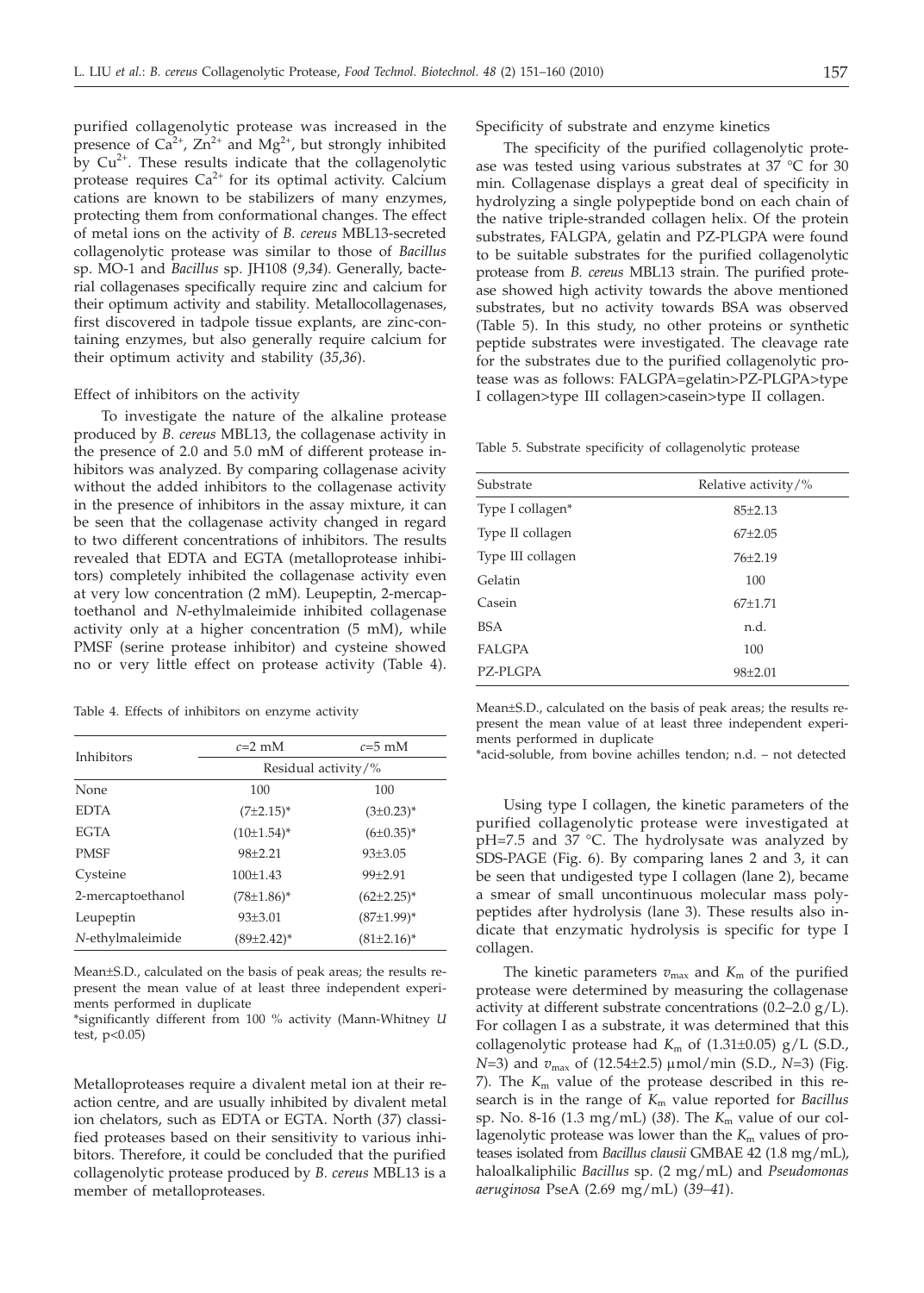purified collagenolytic protease was increased in the presence of $Ca^{2+}$, $Zn^{2+}$ and $Mg^{2+}$, but strongly inhibited by $Cu^{2+}$. These results indicate that the collagenolytic protease requires $Ca^{2+}$ for its optimal activity. Calcium cations are known to be stabilizers of many enzymes, protecting them from conformational changes. The effect of metal ions on the activity of *B. cereus* MBL13-secreted collagenolytic protease was similar to those of *Bacillus* sp. MO-1 and *Bacillus* sp. JH108 (*9*,*34*). Generally, bacterial collagenases specifically require zinc and calcium for their optimum activity and stability. Metallocollagenases, first discovered in tadpole tissue explants, are zinc-containing enzymes, but also generally require calcium for their optimum activity and stability (*35*,*36*).

### Effect of inhibitors on the activity

To investigate the nature of the alkaline protease produced by *B. cereus* MBL13, the collagenase activity in the presence of 2.0 and 5.0 mM of different protease inhibitors was analyzed. By comparing collagenase acivity without the added inhibitors to the collagenase activity in the presence of inhibitors in the assay mixture, it can be seen that the collagenase activity changed in regard to two different concentrations of inhibitors. The results revealed that EDTA and EGTA (metalloprotease inhibitors) completely inhibited the collagenase activity even at very low concentration (2 mM). Leupeptin, 2-mercaptoethanol and *N*-ethylmaleimide inhibited collagenase activity only at a higher concentration (5 mM), while PMSF (serine protease inhibitor) and cysteine showed no or very little effect on protease activity (Table 4).

Table 4. Effects of inhibitors on enzyme activity

| Inhibitors | $c$=2 mM | $c$=5 mM |
|---|---|---|
| | Residual activity/% | |
| None | 100 | 100 |
| EDTA | (7±2.15)* | (3±0.23)* |
| EGTA | (10±1.54)* | (6±0.35)* |
| PMSF | 98±2.21 | 93±3.05 |
| Cysteine | 100±1.43 | 99±2.91 |
| 2-mercaptoethanol | (78±1.86)* | (62±2.25)* |
| Leupeptin | 93±3.01 | (87±1.99)* |
| *N*-ethylmaleimide | (89±2.42)* | (81±2.16)* |

Mean±S.D., calculated on the basis of peak areas; the results represent the mean value of at least three independent experiments performed in duplicate

*significantly different from 100 % activity (Mann-Whitney *U* test, $p<0.05$)

Metalloproteases require a divalent metal ion at their reaction centre, and are usually inhibited by divalent metal ion chelators, such as EDTA or EGTA. North (*37*) classified proteases based on their sensitivity to various inhibitors. Therefore, it could be concluded that the purified collagenolytic protease produced by *B. cereus* MBL13 is a member of metalloproteases.

### Specificity of substrate and enzyme kinetics

The specificity of the purified collagenolytic protease was tested using various substrates at 37 °C for 30 min. Collagenase displays a great deal of specificity in hydrolyzing a single polypeptide bond on each chain of the native triple-stranded collagen helix. Of the protein substrates, FALGPA, gelatin and PZ-PLGPA were found to be suitable substrates for the purified collagenolytic protease from *B. cereus* MBL13 strain. The purified protease showed high activity towards the above mentioned substrates, but no activity towards BSA was observed (Table 5). In this study, no other proteins or synthetic peptide substrates were investigated. The cleavage rate for the substrates due to the purified collagenolytic protease was as follows: FALGPA=gelatin>PZ-PLGPA>type I collagen>type III collagen>casein>type II collagen.

Table 5. Substrate specificity of collagenolytic protease

| Substrate | Relative activity/% |
|---|---|
| Type I collagen* | 85±2.13 |
| Type II collagen | 67±2.05 |
| Type III collagen | 76±2.19 |
| Gelatin | 100 |
| Casein | 67±1.71 |
| BSA | n.d. |
| FALGPA | 100 |
| PZ-PLGPA | 98±2.01 |

Mean±S.D., calculated on the basis of peak areas; the results represent the mean value of at least three independent experiments performed in duplicate

*acid-soluble, from bovine achilles tendon; n.d. – not detected

Using type I collagen, the kinetic parameters of the purified collagenolytic protease were investigated at pH=7.5 and 37 °C. The hydrolysate was analyzed by SDS-PAGE (Fig. 6). By comparing lanes 2 and 3, it can be seen that undigested type I collagen (lane 2), became a smear of small uncontinuous molecular mass polypeptides after hydrolysis (lane 3). These results also indicate that enzymatic hydrolysis is specific for type I collagen.

The kinetic parameters $v_{max}$ and $K_m$ of the purified protease were determined by measuring the collagenase activity at different substrate concentrations (0.2–2.0 g/L). For collagen I as a substrate, it was determined that this collagenolytic protease had $K_m$ of (1.31±0.05) g/L (S.D., $N$=3) and $v_{max}$ of (12.54±2.5) μmol/min (S.D., $N$=3) (Fig. 7). The $K_m$ value of the protease described in this research is in the range of $K_m$ value reported for *Bacillus* sp. No. 8-16 (1.3 mg/mL) (*38*). The $K_m$ value of our collagenolytic protease was lower than the $K_m$ values of proteases isolated from *Bacillus clausii* GMBAE 42 (1.8 mg/mL), haloalkaliphilic *Bacillus* sp. (2 mg/mL) and *Pseudomonas aeruginosa* PseA (2.69 mg/mL) (*39–41*).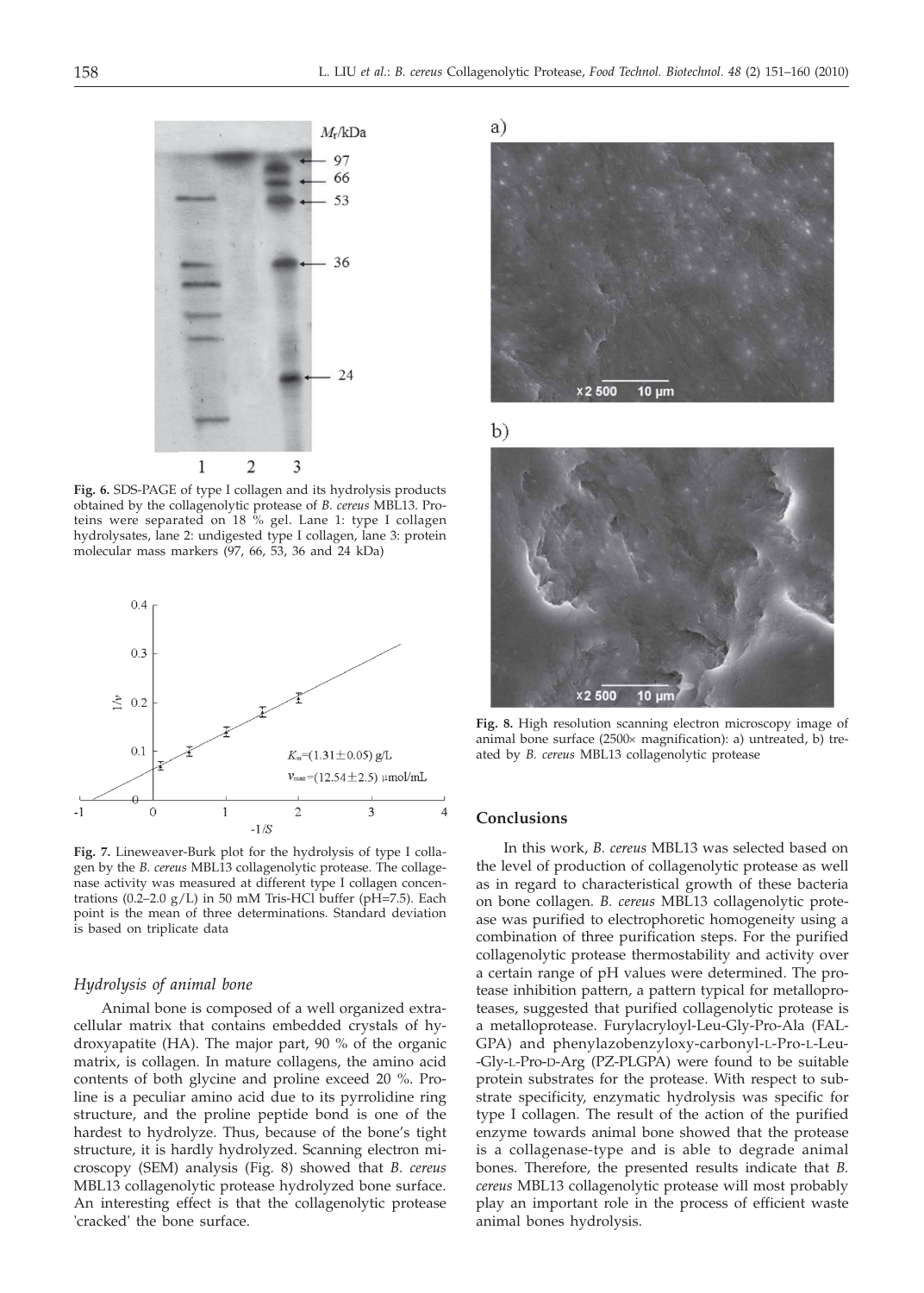**Fig. 6.** SDS-PAGE of type I collagen and its hydrolysis products obtained by the collagenolytic protease of *B. cereus* MBL13. Proteins were separated on 18 % gel. Lane 1: type I collagen hydrolysates, lane 2: undigested type I collagen, lane 3: protein molecular mass markers (97, 66, 53, 36 and 24 kDa)

**Fig. 7.** Lineweaver-Burk plot for the hydrolysis of type I collagen by the *B. cereus* MBL13 collagenolytic protease. The collagenase activity was measured at different type I collagen concentrations (0.2–2.0 g/L) in 50 mM Tris-HCl buffer (pH=7.5). Each point is the mean of three determinations. Standard deviation is based on triplicate data

### *Hydrolysis of animal bone*

Animal bone is composed of a well organized extracellular matrix that contains embedded crystals of hydroxyapatite (HA). The major part, 90 % of the organic matrix, is collagen. In mature collagens, the amino acid contents of both glycine and proline exceed 20 %. Proline is a peculiar amino acid due to its pyrrolidine ring structure, and the proline peptide bond is one of the hardest to hydrolyze. Thus, because of the bone's tight structure, it is hardly hydrolyzed. Scanning electron microscopy (SEM) analysis (Fig. 8) showed that *B. cereus* MBL13 collagenolytic protease hydrolyzed bone surface. An interesting effect is that the collagenolytic protease 'cracked' the bone surface.

**Fig. 8.** High resolution scanning electron microscopy image of animal bone surface (2500× magnification): a) untreated, b) treated by *B. cereus* MBL13 collagenolytic protease

## Conclusions

In this work, *B. cereus* MBL13 was selected based on the level of production of collagenolytic protease as well as in regard to characteristical growth of these bacteria on bone collagen. *B. cereus* MBL13 collagenolytic protease was purified to electrophoretic homogeneity using a combination of three purification steps. For the purified collagenolytic protease thermostability and activity over a certain range of pH values were determined. The protease inhibition pattern, a pattern typical for metalloproteases, suggested that purified collagenolytic protease is a metalloprotease. Furylacryloyl-Leu-Gly-Pro-Ala (FALGPA) and phenylazobenzyloxy-carbonyl-L-Pro-L-Leu-Gly-L-Pro-D-Arg (PZ-PLGPA) were found to be suitable protein substrates for the protease. With respect to substrate specificity, enzymatic hydrolysis was specific for type I collagen. The result of the action of the purified enzyme towards animal bone showed that the protease is a collagenase-type and is able to degrade animal bones. Therefore, the presented results indicate that *B. cereus* MBL13 collagenolytic protease will most probably play an important role in the process of efficient waste animal bones hydrolysis.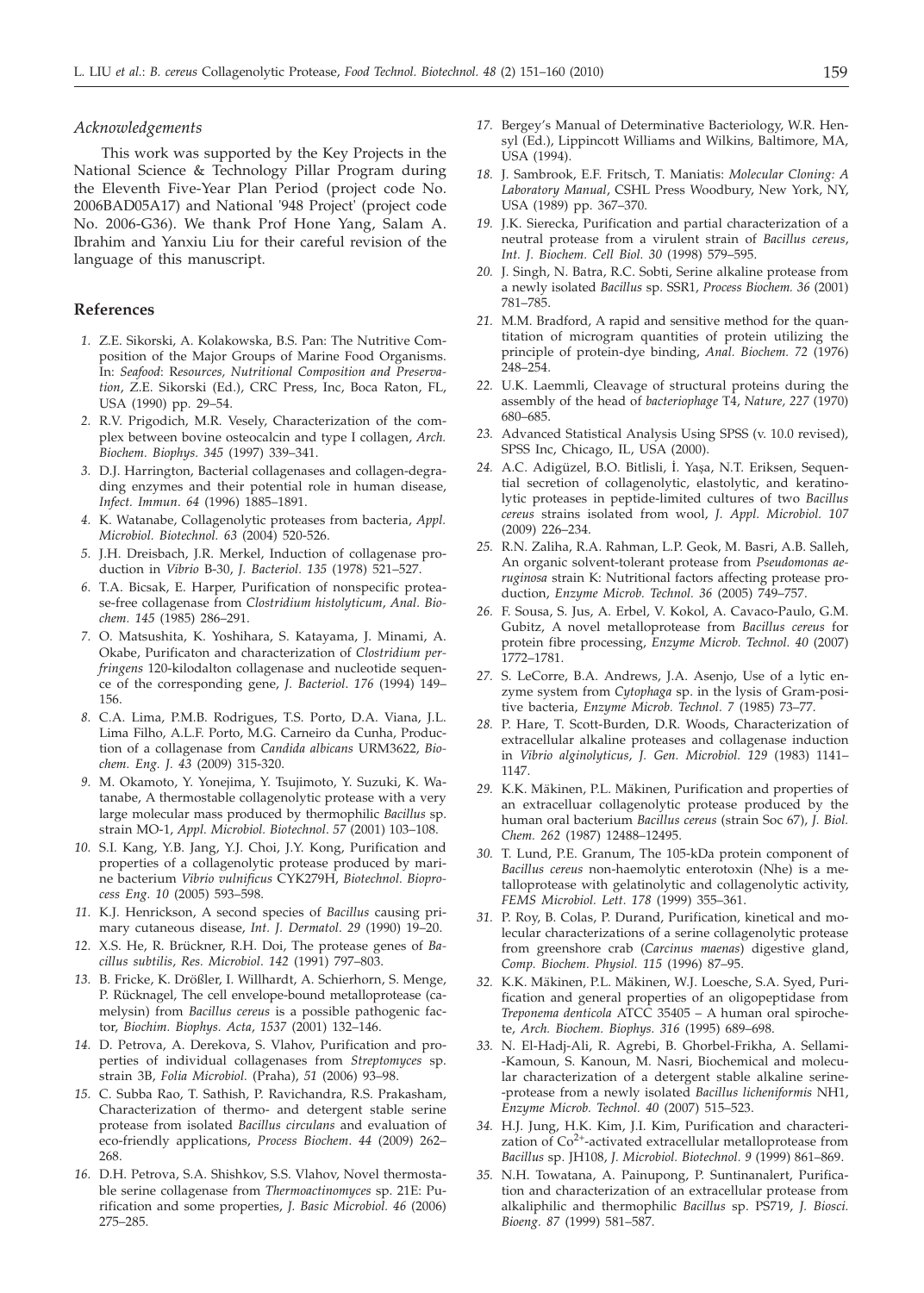### *Acknowledgements*

This work was supported by the Key Projects in the National Science & Technology Pillar Program during the Eleventh Five-Year Plan Period (project code No. 2006BAD05A17) and National '948 Project' (project code No. 2006-G36). We thank Prof Hone Yang, Salam A. Ibrahim and Yanxiu Liu for their careful revision of the language of this manuscript.

## References

1. Z.E. Sikorski, A. Kolakowska, B.S. Pan: The Nutritive Composition of the Major Groups of Marine Food Organisms. In: *Seafood*: *Resources, Nutritional Composition and Preservation*, Z.E. Sikorski (Ed.), CRC Press, Inc, Boca Raton, FL, USA (1990) pp. 29–54.
2. R.V. Prigodich, M.R. Vesely, Characterization of the complex between bovine osteocalcin and type I collagen, *Arch. Biochem. Biophys. 345* (1997) 339–341.
3. D.J. Harrington, Bacterial collagenases and collagen-degrading enzymes and their potential role in human disease, *Infect. Immun. 64* (1996) 1885–1891.
4. K. Watanabe, Collagenolytic proteases from bacteria, *Appl. Microbiol. Biotechnol. 63* (2004) 520-526.
5. J.H. Dreisbach, J.R. Merkel, Induction of collagenase production in *Vibrio* B-30, *J. Bacteriol. 135* (1978) 521–527.
6. T.A. Bicsak, E. Harper, Purification of nonspecific protease-free collagenase from *Clostridium histolyticum*, *Anal. Biochem. 145* (1985) 286–291.
7. O. Matsushita, K. Yoshihara, S. Katayama, J. Minami, A. Okabe, Purificaton and characterization of *Clostridium perfringens* 120-kilodalton collagenase and nucleotide sequence of the corresponding gene, *J. Bacteriol. 176* (1994) 149–156.
8. C.A. Lima, P.M.B. Rodrigues, T.S. Porto, D.A. Viana, J.L. Lima Filho, A.L.F. Porto, M.G. Carneiro da Cunha, Production of a collagenase from *Candida albicans* URM3622, *Biochem. Eng. J. 43* (2009) 315-320.
9. M. Okamoto, Y. Yonejima, Y. Tsujimoto, Y. Suzuki, K. Watanabe, A thermostable collagenolytic protease with a very large molecular mass produced by thermophilic *Bacillus* sp. strain MO-1, *Appl. Microbiol. Biotechnol. 57* (2001) 103–108.
10. S.I. Kang, Y.B. Jang, Y.J. Choi, J.Y. Kong, Purification and properties of a collagenolytic protease produced by marine bacterium *Vibrio vulnificus* CYK279H, *Biotechnol. Bioprocess Eng. 10* (2005) 593–598.
11. K.J. Henrickson, A second species of *Bacillus* causing primary cutaneous disease, *Int. J. Dermatol. 29* (1990) 19–20.
12. X.S. He, R. Brückner, R.H. Doi, The protease genes of *Bacillus subtilis*, *Res. Microbiol. 142* (1991) 797–803.
13. B. Fricke, K. Drößler, I. Willhardt, A. Schierhorn, S. Menge, P. Rücknagel, The cell envelope-bound metalloprotease (camelysin) from *Bacillus cereus* is a possible pathogenic factor, *Biochim. Biophys. Acta*, *1537* (2001) 132–146.
14. D. Petrova, A. Derekova, S. Vlahov, Purification and properties of individual collagenases from *Streptomyces* sp. strain 3B, *Folia Microbiol.* (Praha), *51* (2006) 93–98.
15. C. Subba Rao, T. Sathish, P. Ravichandra, R.S. Prakasham, Characterization of thermo- and detergent stable serine protease from isolated *Bacillus circulans* and evaluation of eco-friendly applications, *Process Biochem. 44* (2009) 262–268.
16. D.H. Petrova, S.A. Shishkov, S.S. Vlahov, Novel thermostable serine collagenase from *Thermoactinomyces* sp. 21E: Purification and some properties, *J. Basic Microbiol. 46* (2006) 275–285.
17. Bergey's Manual of Determinative Bacteriology, W.R. Hensyl (Ed.), Lippincott Williams and Wilkins, Baltimore, MA, USA (1994).
18. J. Sambrook, E.F. Fritsch, T. Maniatis: *Molecular Cloning: A Laboratory Manual*, CSHL Press Woodbury, New York, NY, USA (1989) pp. 367–370.
19. J.K. Sierecka, Purification and partial characterization of a neutral protease from a virulent strain of *Bacillus cereus*, *Int. J. Biochem. Cell Biol. 30* (1998) 579–595.
20. J. Singh, N. Batra, R.C. Sobti, Serine alkaline protease from a newly isolated *Bacillus* sp. SSR1, *Process Biochem. 36* (2001) 781–785.
21. M.M. Bradford, A rapid and sensitive method for the quantitation of microgram quantities of protein utilizing the principle of protein-dye binding, *Anal. Biochem. 72* (1976) 248–254.
22. U.K. Laemmli, Cleavage of structural proteins during the assembly of the head of *bacteriophage* T4, *Nature, 227* (1970) 680–685.
23. Advanced Statistical Analysis Using SPSS (v. 10.0 revised), SPSS Inc, Chicago, IL, USA (2000).
24. A.C. Adigüzel, B.O. Bitlisli, İ. Yaşa, N.T. Eriksen, Sequential secretion of collagenolytic, elastolytic, and keratinolytic proteases in peptide-limited cultures of two *Bacillus cereus* strains isolated from wool, *J. Appl. Microbiol. 107* (2009) 226–234.
25. R.N. Zaliha, R.A. Rahman, L.P. Geok, M. Basri, A.B. Salleh, An organic solvent-tolerant protease from *Pseudomonas aeruginosa* strain K: Nutritional factors affecting protease production, *Enzyme Microb. Technol. 36* (2005) 749–757.
26. F. Sousa, S. Jus, A. Erbel, V. Kokol, A. Cavaco-Paulo, G.M. Gubitz, A novel metalloprotease from *Bacillus cereus* for protein fibre processing, *Enzyme Microb. Technol. 40* (2007) 1772–1781.
27. S. LeCorre, B.A. Andrews, J.A. Asenjo, Use of a lytic enzyme system from *Cytophaga* sp. in the lysis of Gram-positive bacteria, *Enzyme Microb. Technol. 7* (1985) 73–77.
28. P. Hare, T. Scott-Burden, D.R. Woods, Characterization of extracellular alkaline proteases and collagenase induction in *Vibrio alginolyticus*, *J. Gen. Microbiol. 129* (1983) 1141–1147.
29. K.K. Mäkinen, P.L. Mäkinen, Purification and properties of an extracellular collagenolytic protease produced by the human oral bacterium *Bacillus cereus* (strain Soc 67), *J. Biol. Chem. 262* (1987) 12488–12495.
30. T. Lund, P.E. Granum, The 105-kDa protein component of *Bacillus cereus* non-haemolytic enterotoxin (Nhe) is a metalloprotease with gelatinolytic and collagenolytic activity, *FEMS Microbiol. Lett. 178* (1999) 355–361.
31. P. Roy, B. Colas, P. Durand, Purification, kinetical and molecular characterizations of a serine collagenolytic protease from greenshore crab (*Carcinus maenas*) digestive gland, *Comp. Biochem. Physiol. 115* (1996) 87–95.
32. K.K. Mäkinen, P.L. Mäkinen, W.J. Loesche, S.A. Syed, Purification and general properties of an oligopeptidase from *Treponema denticola* ATCC 35405 – A human oral spirochete, *Arch. Biochem. Biophys. 316* (1995) 689–698.
33. N. El-Hadj-Ali, R. Agrebi, B. Ghorbel-Frikha, A. Sellami-Kamoun, S. Kanoun, M. Nasri, Biochemical and molecular characterization of a detergent stable alkaline serine-protease from a newly isolated *Bacillus licheniformis* NH1, *Enzyme Microb. Technol. 40* (2007) 515–523.
34. H.J. Jung, H.K. Kim, J.I. Kim, Purification and characterization of $Co^{2+}$-activated extracellular metalloprotease from *Bacillus* sp. JH108, *J. Microbiol. Biotechnol. 9* (1999) 861–869.
35. N.H. Towatana, A. Painupong, P. Suntinanalert, Purification and characterization of an extracellular protease from alkaliphilic and thermophilic *Bacillus* sp. PS719, *J. Biosci. Bioeng. 87* (1999) 581–587.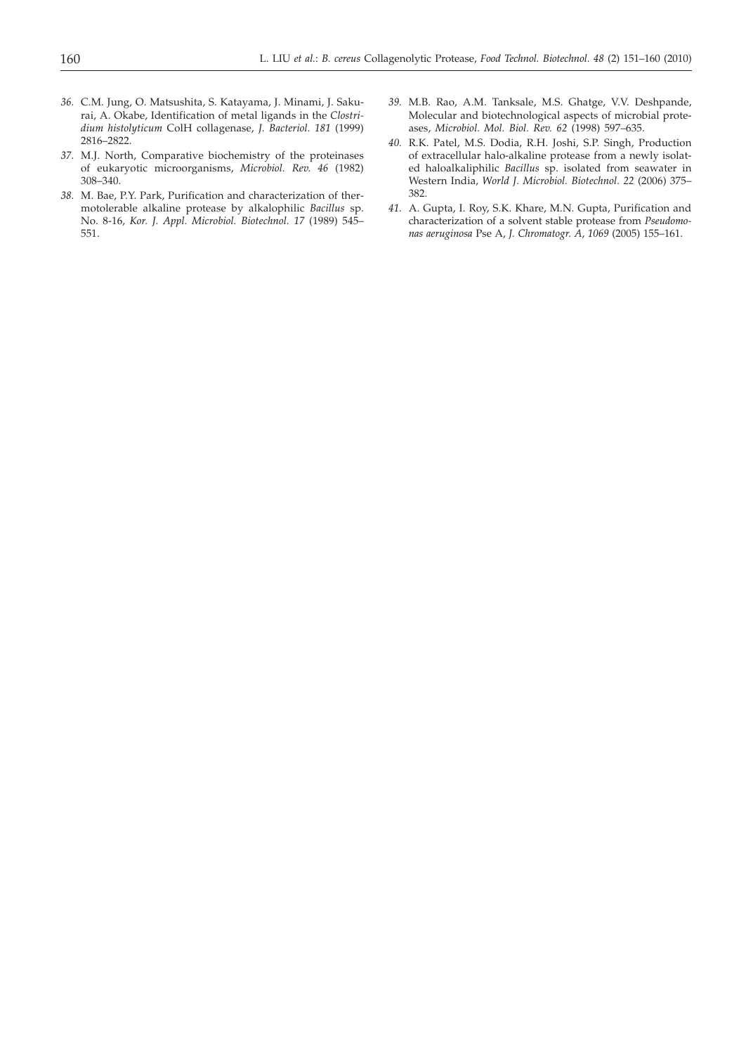36. C.M. Jung, O. Matsushita, S. Katayama, J. Minami, J. Sakurai, A. Okabe, Identification of metal ligands in the *Clostridium histolyticum* ColH collagenase, *J. Bacteriol. 181* (1999) 2816–2822.

37. M.J. North, Comparative biochemistry of the proteinases of eukaryotic microorganisms, *Microbiol. Rev. 46* (1982) 308–340.

38. M. Bae, P.Y. Park, Purification and characterization of thermotolerable alkaline protease by alkalophilic *Bacillus* sp. No. 8-16, *Kor. J. Appl. Microbiol. Biotechnol. 17* (1989) 545–551.

39. M.B. Rao, A.M. Tanksale, M.S. Ghatge, V.V. Deshpande, Molecular and biotechnological aspects of microbial proteases, *Microbiol. Mol. Biol. Rev. 62* (1998) 597–635.

40. R.K. Patel, M.S. Dodia, R.H. Joshi, S.P. Singh, Production of extracellular halo-alkaline protease from a newly isolated haloalkaliphilic *Bacillus* sp. isolated from seawater in Western India, *World J. Microbiol. Biotechnol. 22* (2006) 375–382.

41. A. Gupta, I. Roy, S.K. Khare, M.N. Gupta, Purification and characterization of a solvent stable protease from *Pseudomonas aeruginosa* Pse A, *J. Chromatogr. A*, *1069* (2005) 155–161.